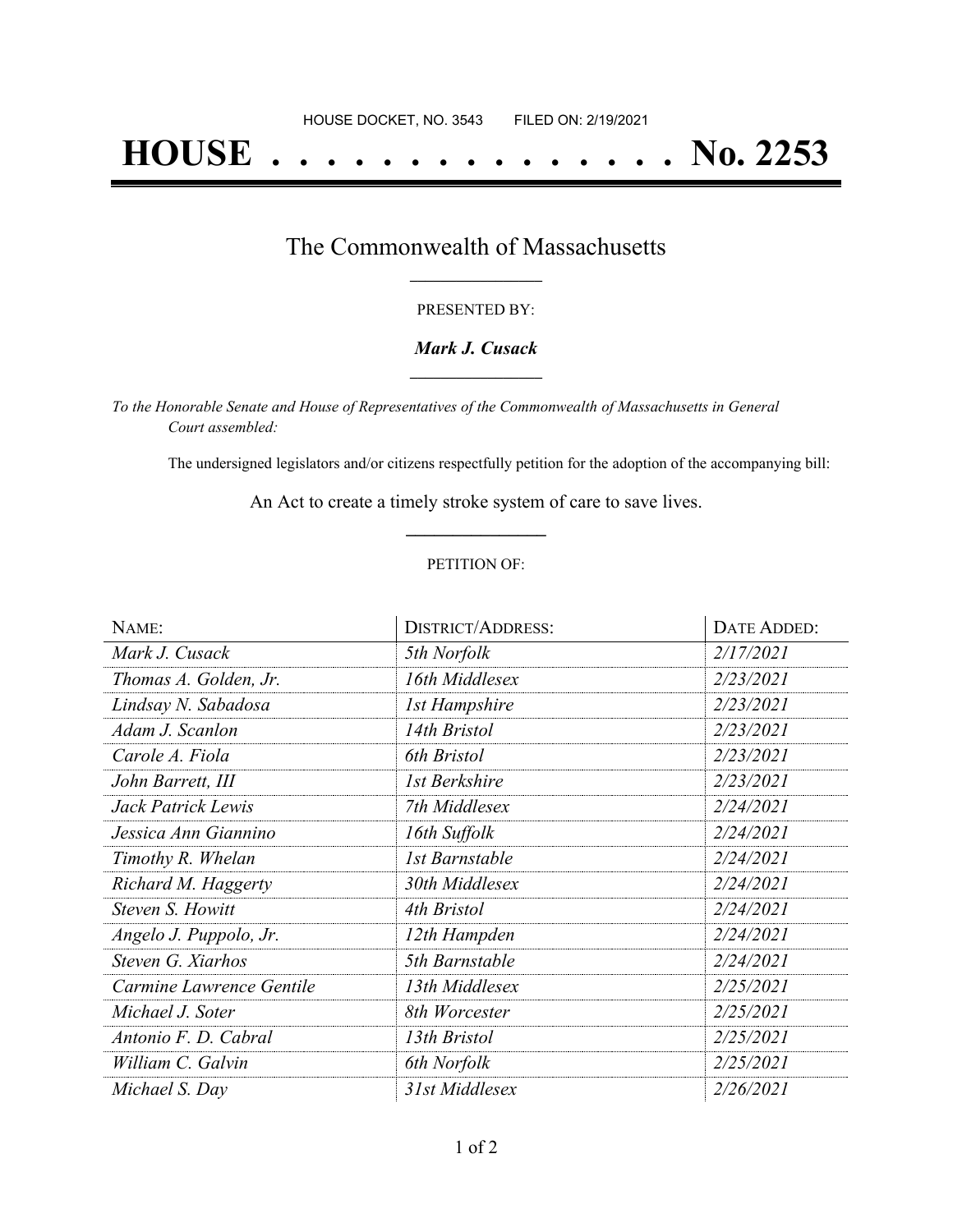HOUSE DOCKET, NO. 3543 FILED ON: 2/19/2021

# HOUSE . . . . . . . . . . . . . . . No. 2253

## The Commonwealth of Massachusetts

PRESENTED BY:

***Mark J. Cusack***

*To the Honorable Senate and House of Representatives of the Commonwealth of Massachusetts in General Court assembled:*

The undersigned legislators and/or citizens respectfully petition for the adoption of the accompanying bill:

An Act to create a timely stroke system of care to save lives.

PETITION OF:

| NAME: | DISTRICT/ADDRESS: | DATE ADDED: |
|---|---|---|
| *Mark J. Cusack* | *5th Norfolk* | *2/17/2021* |
| *Thomas A. Golden, Jr.* | *16th Middlesex* | *2/23/2021* |
| *Lindsay N. Sabadosa* | *1st Hampshire* | *2/23/2021* |
| *Adam J. Scanlon* | *14th Bristol* | *2/23/2021* |
| *Carole A. Fiola* | *6th Bristol* | *2/23/2021* |
| *John Barrett, III* | *1st Berkshire* | *2/23/2021* |
| *Jack Patrick Lewis* | *7th Middlesex* | *2/24/2021* |
| *Jessica Ann Giannino* | *16th Suffolk* | *2/24/2021* |
| *Timothy R. Whelan* | *1st Barnstable* | *2/24/2021* |
| *Richard M. Haggerty* | *30th Middlesex* | *2/24/2021* |
| *Steven S. Howitt* | *4th Bristol* | *2/24/2021* |
| *Angelo J. Puppolo, Jr.* | *12th Hampden* | *2/24/2021* |
| *Steven G. Xiarhos* | *5th Barnstable* | *2/24/2021* |
| *Carmine Lawrence Gentile* | *13th Middlesex* | *2/25/2021* |
| *Michael J. Soter* | *8th Worcester* | *2/25/2021* |
| *Antonio F. D. Cabral* | *13th Bristol* | *2/25/2021* |
| *William C. Galvin* | *6th Norfolk* | *2/25/2021* |
| *Michael S. Day* | *31st Middlesex* | *2/26/2021* |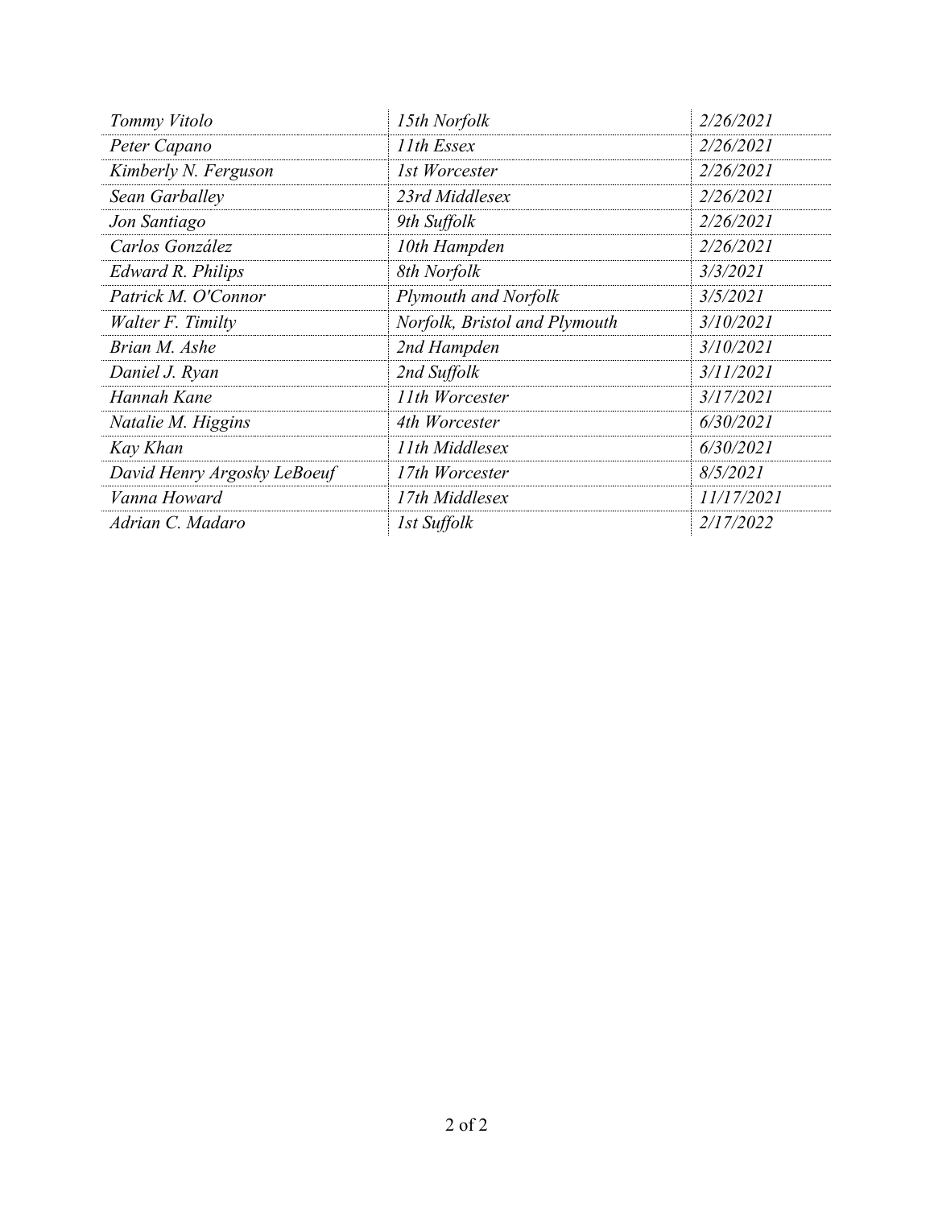| | | |
|---|---|---|
| *Tommy Vitolo* | *15th Norfolk* | *2/26/2021* |
| *Peter Capano* | *11th Essex* | *2/26/2021* |
| *Kimberly N. Ferguson* | *1st Worcester* | *2/26/2021* |
| *Sean Garballey* | *23rd Middlesex* | *2/26/2021* |
| *Jon Santiago* | *9th Suffolk* | *2/26/2021* |
| *Carlos González* | *10th Hampden* | *2/26/2021* |
| *Edward R. Philips* | *8th Norfolk* | *3/3/2021* |
| *Patrick M. O'Connor* | *Plymouth and Norfolk* | *3/5/2021* |
| *Walter F. Timilty* | *Norfolk, Bristol and Plymouth* | *3/10/2021* |
| *Brian M. Ashe* | *2nd Hampden* | *3/10/2021* |
| *Daniel J. Ryan* | *2nd Suffolk* | *3/11/2021* |
| *Hannah Kane* | *11th Worcester* | *3/17/2021* |
| *Natalie M. Higgins* | *4th Worcester* | *6/30/2021* |
| *Kay Khan* | *11th Middlesex* | *6/30/2021* |
| *David Henry Argosky LeBoeuf* | *17th Worcester* | *8/5/2021* |
| *Vanna Howard* | *17th Middlesex* | *11/17/2021* |
| *Adrian C. Madaro* | *1st Suffolk* | *2/17/2022* |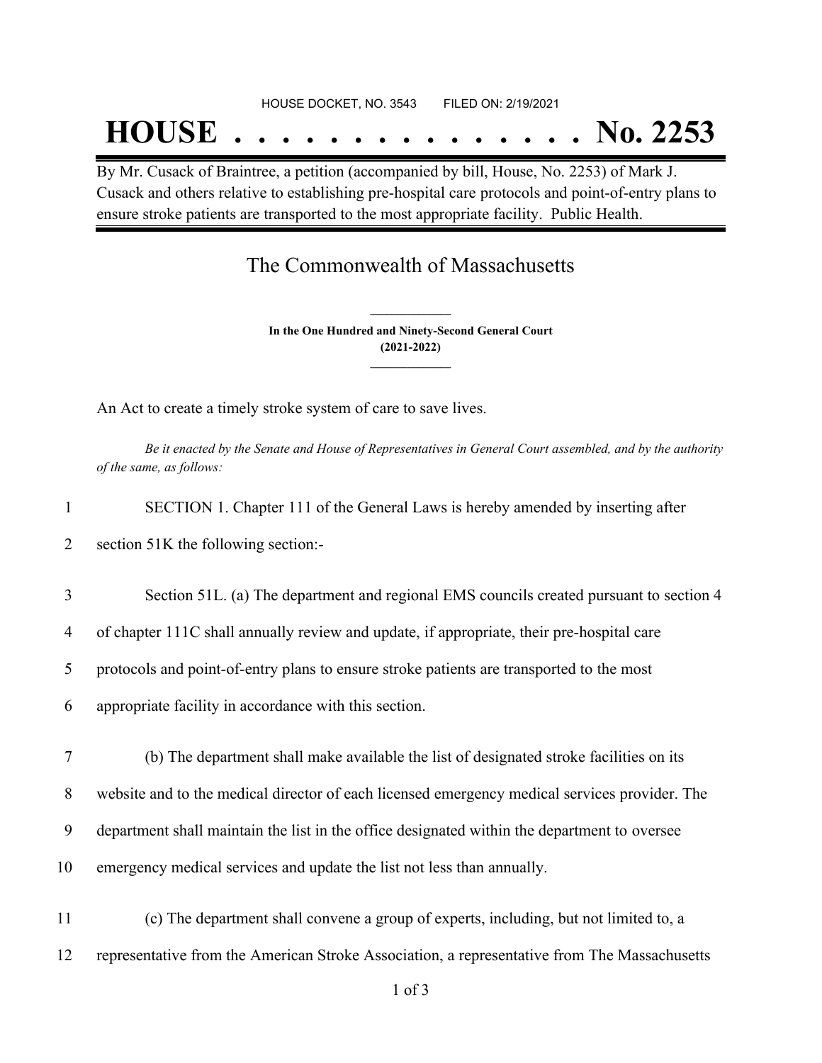HOUSE DOCKET, NO. 3543 FILED ON: 2/19/2021

# HOUSE . . . . . . . . . . . . . . . No. 2253

By Mr. Cusack of Braintree, a petition (accompanied by bill, House, No. 2253) of Mark J. Cusack and others relative to establishing pre-hospital care protocols and point-of-entry plans to ensure stroke patients are transported to the most appropriate facility. Public Health.

## The Commonwealth of Massachusetts

**In the One Hundred and Ninety-Second General Court (2021-2022)**

An Act to create a timely stroke system of care to save lives.

*Be it enacted by the Senate and House of Representatives in General Court assembled, and by the authority of the same, as follows:*

1 SECTION 1. Chapter 111 of the General Laws is hereby amended by inserting after
2 section 51K the following section:-

3 Section 51L. (a) The department and regional EMS councils created pursuant to section 4
4 of chapter 111C shall annually review and update, if appropriate, their pre-hospital care
5 protocols and point-of-entry plans to ensure stroke patients are transported to the most
6 appropriate facility in accordance with this section.

7 (b) The department shall make available the list of designated stroke facilities on its
8 website and to the medical director of each licensed emergency medical services provider. The
9 department shall maintain the list in the office designated within the department to oversee
10 emergency medical services and update the list not less than annually.

11 (c) The department shall convene a group of experts, including, but not limited to, a
12 representative from the American Stroke Association, a representative from The Massachusetts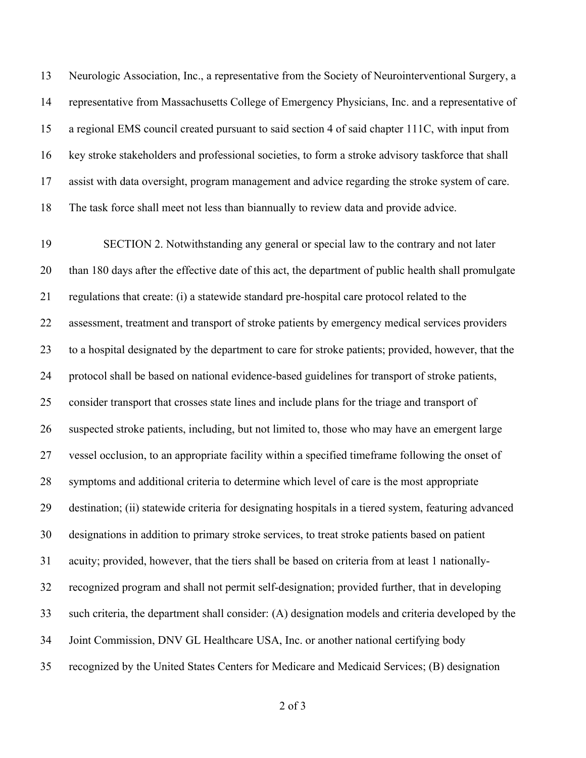Neurologic Association, Inc., a representative from the Society of Neurointerventional Surgery, a representative from Massachusetts College of Emergency Physicians, Inc. and a representative of a regional EMS council created pursuant to said section 4 of said chapter 111C, with input from key stroke stakeholders and professional societies, to form a stroke advisory taskforce that shall assist with data oversight, program management and advice regarding the stroke system of care. The task force shall meet not less than biannually to review data and provide advice.

SECTION 2. Notwithstanding any general or special law to the contrary and not later than 180 days after the effective date of this act, the department of public health shall promulgate regulations that create: (i) a statewide standard pre-hospital care protocol related to the assessment, treatment and transport of stroke patients by emergency medical services providers to a hospital designated by the department to care for stroke patients; provided, however, that the protocol shall be based on national evidence-based guidelines for transport of stroke patients, consider transport that crosses state lines and include plans for the triage and transport of suspected stroke patients, including, but not limited to, those who may have an emergent large vessel occlusion, to an appropriate facility within a specified timeframe following the onset of symptoms and additional criteria to determine which level of care is the most appropriate destination; (ii) statewide criteria for designating hospitals in a tiered system, featuring advanced designations in addition to primary stroke services, to treat stroke patients based on patient acuity; provided, however, that the tiers shall be based on criteria from at least 1 nationally-recognized program and shall not permit self-designation; provided further, that in developing such criteria, the department shall consider: (A) designation models and criteria developed by the Joint Commission, DNV GL Healthcare USA, Inc. or another national certifying body recognized by the United States Centers for Medicare and Medicaid Services; (B) designation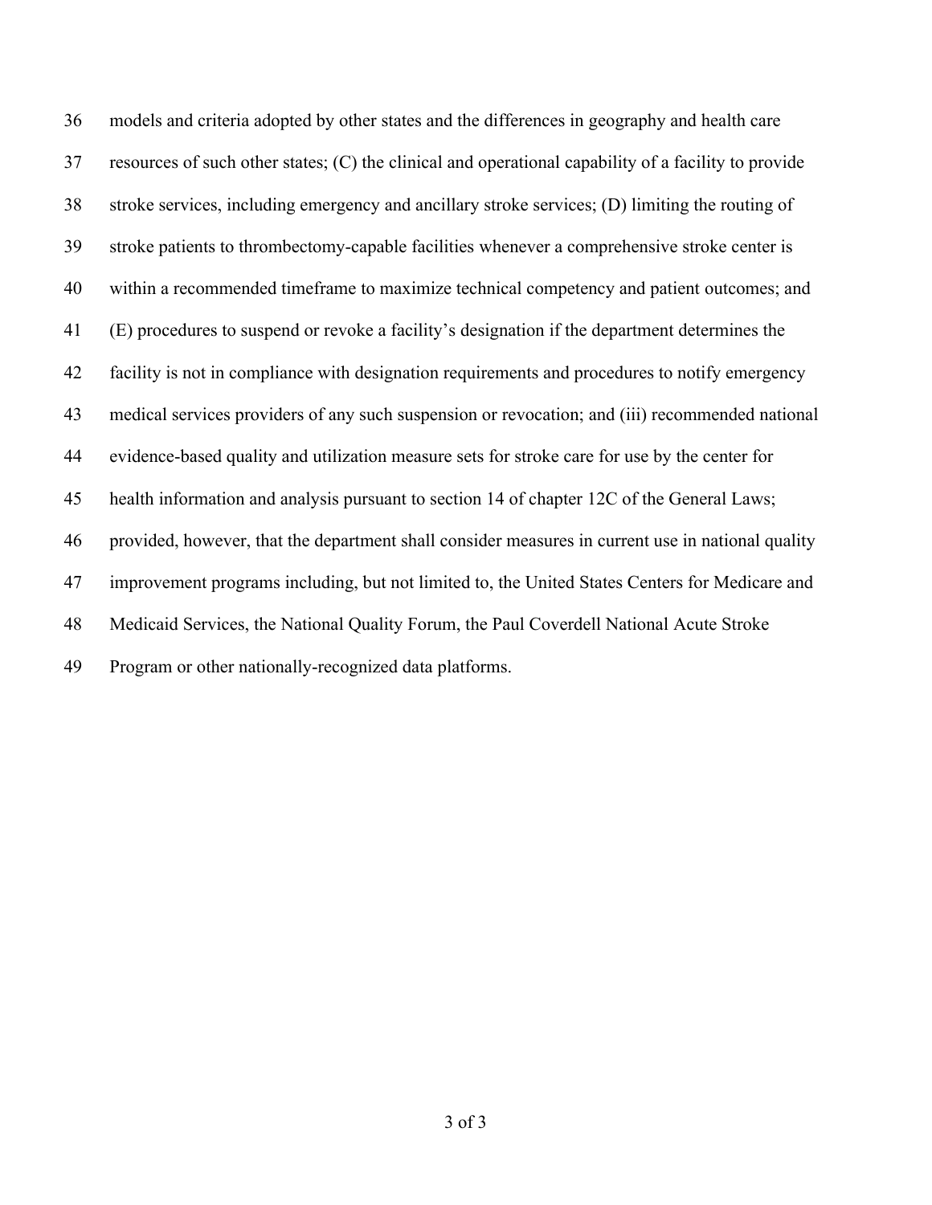models and criteria adopted by other states and the differences in geography and health care resources of such other states; (C) the clinical and operational capability of a facility to provide stroke services, including emergency and ancillary stroke services; (D) limiting the routing of stroke patients to thrombectomy-capable facilities whenever a comprehensive stroke center is within a recommended timeframe to maximize technical competency and patient outcomes; and (E) procedures to suspend or revoke a facility's designation if the department determines the facility is not in compliance with designation requirements and procedures to notify emergency medical services providers of any such suspension or revocation; and (iii) recommended national evidence-based quality and utilization measure sets for stroke care for use by the center for health information and analysis pursuant to section 14 of chapter 12C of the General Laws; provided, however, that the department shall consider measures in current use in national quality improvement programs including, but not limited to, the United States Centers for Medicare and Medicaid Services, the National Quality Forum, the Paul Coverdell National Acute Stroke Program or other nationally-recognized data platforms.